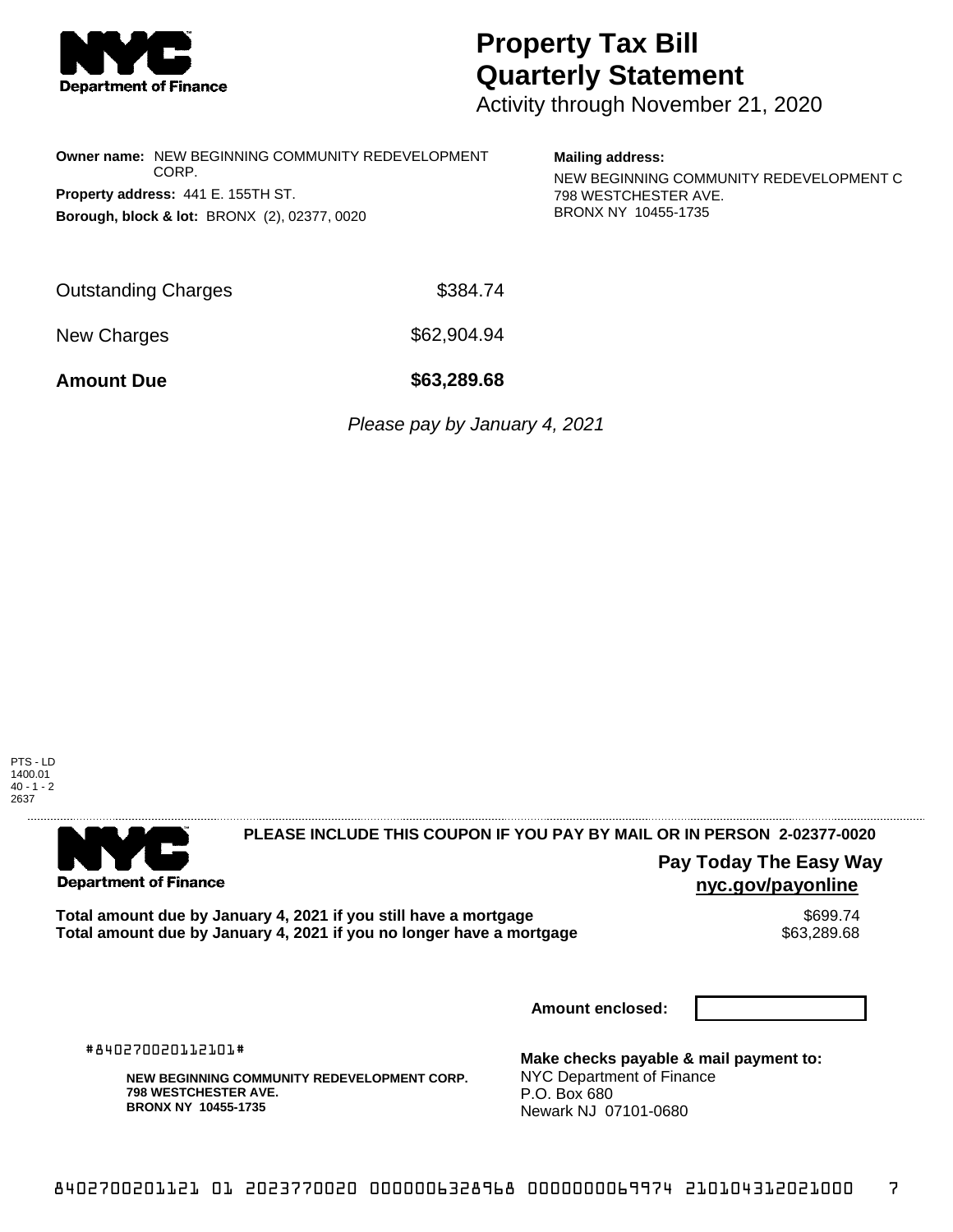# Property Tax Bill Quarterly Statement

Activity through November 21, 2020

**Owner name:** NEW BEGINNING COMMUNITY REDEVELOPMENT CORP.

**Property address:** 441 E. 155TH ST.

**Borough, block & lot:** BRONX (2), 02377, 0020

**Mailing address:**

NEW BEGINNING COMMUNITY REDEVELOPMENT C
798 WESTCHESTER AVE.
BRONX NY 10455-1735

| | |
|---|---|
| Outstanding Charges | $384.74 |
| New Charges | $62,904.94 |
| **Amount Due** | **$63,289.68** |

*Please pay by January 4, 2021*

PTS - LD
1400.01
40 - 1 - 2
2637

**PLEASE INCLUDE THIS COUPON IF YOU PAY BY MAIL OR IN PERSON 2-02377-0020**

**Pay Today The Easy Way**
**nyc.gov/payonline**

| | |
|---|---|
| **Total amount due by January 4, 2021 if you still have a mortgage** | $699.74 |
| **Total amount due by January 4, 2021 if you no longer have a mortgage** | $63,289.68 |

**Amount enclosed:**

#840270020112101#

**NEW BEGINNING COMMUNITY REDEVELOPMENT CORP.**
**798 WESTCHESTER AVE.**
**BRONX NY 10455-1735**

**Make checks payable & mail payment to:**
NYC Department of Finance
P.O. Box 680
Newark NJ 07101-0680

8402700201121 01 2023770020 0000006328968 0000000069974 210104312021000 7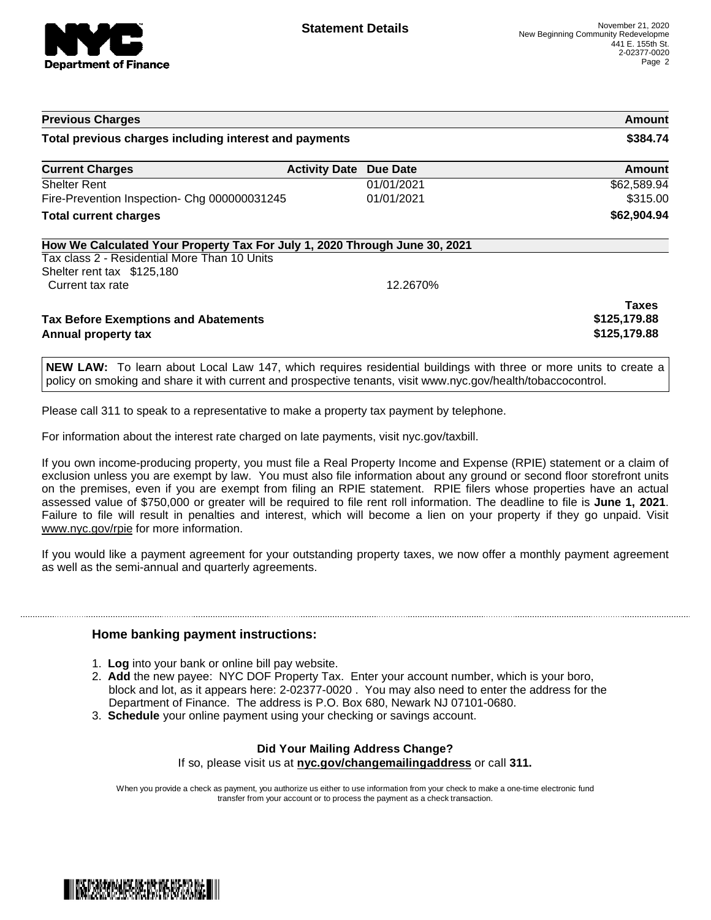# Statement Details

November 21, 2020
New Beginning Community Redevelopme
441 E. 155th St.
2-02377-0020

| Previous Charges | | | Amount |
|---|---|---|---|
| **Total previous charges including interest and payments** | | | **$384.74** |

| Current Charges | Activity Date | Due Date | Amount |
|---|---|---|---|
| Shelter Rent | | 01/01/2021 | $62,589.94 |
| Fire-Prevention Inspection- Chg 000000031245 | | 01/01/2021 | $315.00 |
| **Total current charges** | | | **$62,904.94** |

**How We Calculated Your Property Tax For July 1, 2020 Through June 30, 2021**

Tax class 2 - Residential More Than 10 Units

Shelter rent tax $125,180

| | | Taxes |
|---|---|---|
| Current tax rate | 12.2670% | |
| **Tax Before Exemptions and Abatements** | | **$125,179.88** |
| **Annual property tax** | | **$125,179.88** |

**NEW LAW:** To learn about Local Law 147, which requires residential buildings with three or more units to create a policy on smoking and share it with current and prospective tenants, visit www.nyc.gov/health/tobaccocontrol.

Please call 311 to speak to a representative to make a property tax payment by telephone.

For information about the interest rate charged on late payments, visit nyc.gov/taxbill.

If you own income-producing property, you must file a Real Property Income and Expense (RPIE) statement or a claim of exclusion unless you are exempt by law. You must also file information about any ground or second floor storefront units on the premises, even if you are exempt from filing an RPIE statement. RPIE filers whose properties have an actual assessed value of $750,000 or greater will be required to file rent roll information. The deadline to file is **June 1, 2021**. Failure to file will result in penalties and interest, which will become a lien on your property if they go unpaid. Visit www.nyc.gov/rpie for more information.

If you would like a payment agreement for your outstanding property taxes, we now offer a monthly payment agreement as well as the semi-annual and quarterly agreements.

### Home banking payment instructions:

1. **Log** into your bank or online bill pay website.
2. **Add** the new payee: NYC DOF Property Tax. Enter your account number, which is your boro, block and lot, as it appears here: 2-02377-0020 . You may also need to enter the address for the Department of Finance. The address is P.O. Box 680, Newark NJ 07101-0680.
3. **Schedule** your online payment using your checking or savings account.

**Did Your Mailing Address Change?**

If so, please visit us at **nyc.gov/changemailingaddress** or call **311.**

When you provide a check as payment, you authorize us either to use information from your check to make a one-time electronic fund transfer from your account or to process the payment as a check transaction.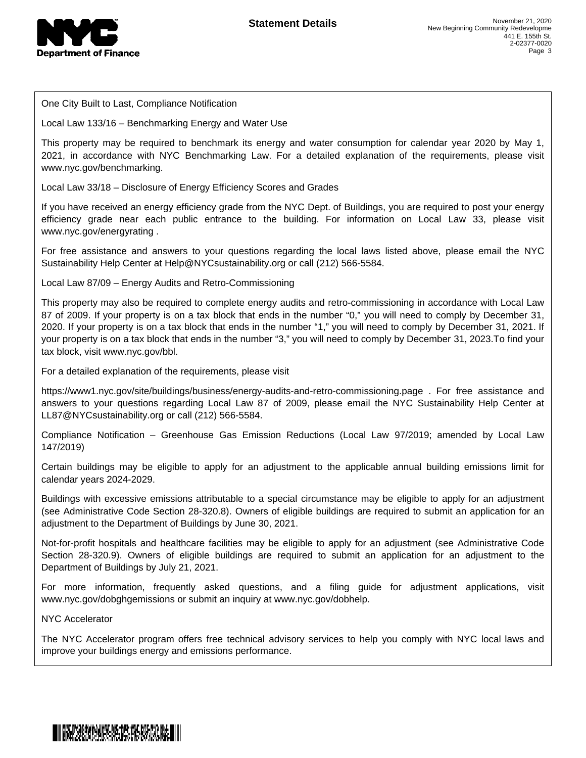One City Built to Last, Compliance Notification

Local Law 133/16 – Benchmarking Energy and Water Use

This property may be required to benchmark its energy and water consumption for calendar year 2020 by May 1, 2021, in accordance with NYC Benchmarking Law. For a detailed explanation of the requirements, please visit www.nyc.gov/benchmarking.

Local Law 33/18 – Disclosure of Energy Efficiency Scores and Grades

If you have received an energy efficiency grade from the NYC Dept. of Buildings, you are required to post your energy efficiency grade near each public entrance to the building. For information on Local Law 33, please visit www.nyc.gov/energyrating .

For free assistance and answers to your questions regarding the local laws listed above, please email the NYC Sustainability Help Center at Help@NYCsustainability.org or call (212) 566-5584.

Local Law 87/09 – Energy Audits and Retro-Commissioning

This property may also be required to complete energy audits and retro-commissioning in accordance with Local Law 87 of 2009. If your property is on a tax block that ends in the number "0," you will need to comply by December 31, 2020. If your property is on a tax block that ends in the number "1," you will need to comply by December 31, 2021. If your property is on a tax block that ends in the number "3," you will need to comply by December 31, 2023.To find your tax block, visit www.nyc.gov/bbl.

For a detailed explanation of the requirements, please visit

https://www1.nyc.gov/site/buildings/business/energy-audits-and-retro-commissioning.page . For free assistance and answers to your questions regarding Local Law 87 of 2009, please email the NYC Sustainability Help Center at LL87@NYCsustainability.org or call (212) 566-5584.

Compliance Notification – Greenhouse Gas Emission Reductions (Local Law 97/2019; amended by Local Law 147/2019)

Certain buildings may be eligible to apply for an adjustment to the applicable annual building emissions limit for calendar years 2024-2029.

Buildings with excessive emissions attributable to a special circumstance may be eligible to apply for an adjustment (see Administrative Code Section 28-320.8). Owners of eligible buildings are required to submit an application for an adjustment to the Department of Buildings by June 30, 2021.

Not-for-profit hospitals and healthcare facilities may be eligible to apply for an adjustment (see Administrative Code Section 28-320.9). Owners of eligible buildings are required to submit an application for an adjustment to the Department of Buildings by July 21, 2021.

For more information, frequently asked questions, and a filing guide for adjustment applications, visit www.nyc.gov/dobghgemissions or submit an inquiry at www.nyc.gov/dobhelp.

NYC Accelerator

The NYC Accelerator program offers free technical advisory services to help you comply with NYC local laws and improve your buildings energy and emissions performance.